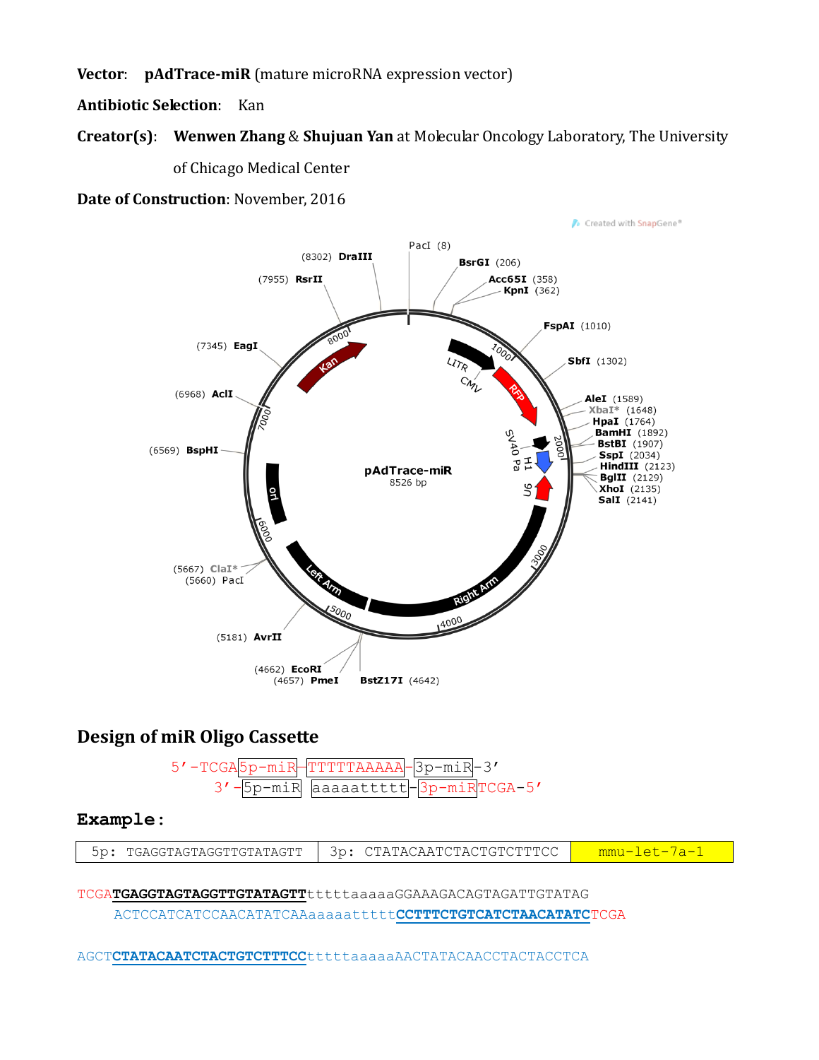**Vector**: **pAdTrace-miR** (mature microRNA expression vector)

**Antibiotic Selection**: Kan

**Creator(s)**: **Wenwen Zhang** & **Shujuan Yan** at Molecular Oncology Laboratory, The University of Chicago Medical Center

**Date of Construction**: November, 2016

Created with SnapGene®

pAdTrace-miR
8526 bp

PacI (8), BsrGI (206), Acc65I (358), KpnI (362), FspAI (1010), SbfI (1302), AleI (1589), XbaI* (1648), HpaI (1764), BamHI (1892), BstBI (1907), SspI (2034), HindIII (2123), BglII (2129), XhoI (2135), SalI (2141), BstZ17I (4642), PmeI (4657), EcoRI (4662), AvrII (5181), PacI (5660), ClaI* (5667), BspHI (6569), AclI (6968), EagI (7345), RsrII (7955), DraIII (8302)

LITR, CMV, RFP, SV40 Pa, H1, U6, Right Arm, Left Arm, ori, Kan

## Design of miR Oligo Cassette

```
5'-TCGA[5p-miR]-[TTTTTAAAAA]-[3p-miR]-3'
    3'-[5p-miR] [aaaaattttt]-[3p-miR]TCGA-5'
```

## Example:

| 5p: TGAGGTAGTAGGTTGTATAGTT | 3p: CTATACAATCTACTGTCTTTCC | mmu-let-7a-1 |
|---|---|---|

```
TCGATGAGGTAGTAGGTTGTATAGTTtttttaaaaaGGAAAGACAGTAGATTGTATAG
    ACTCCATCATCCAACATATCAAaaaaatttttCCTTTCTGTCATCTAACATATCTCGA

AGCTCTATACAATCTACTGTCTTTCCtttttaaaaaAACTATACAACCTACTACCTCA
```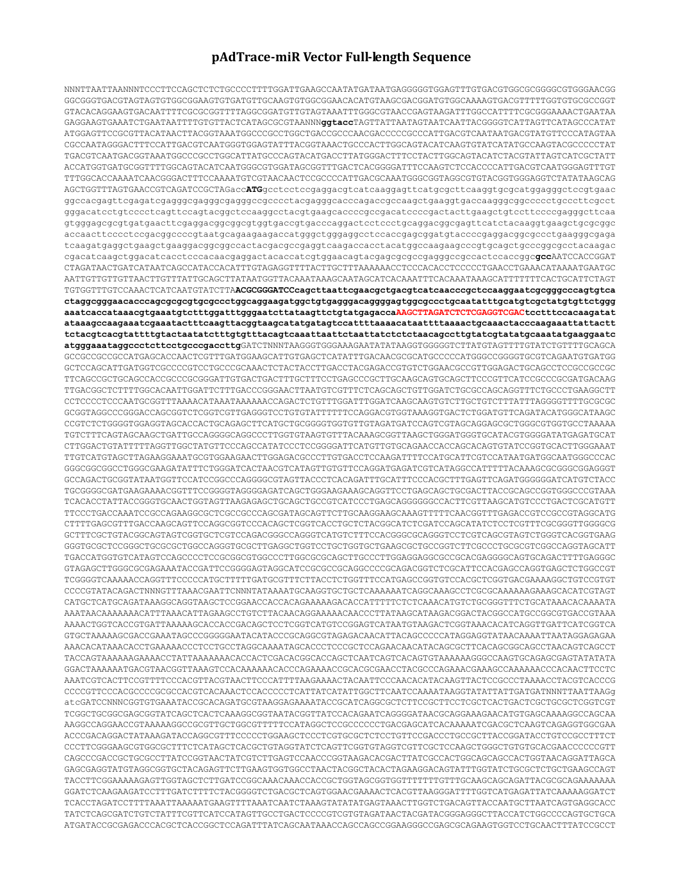# pAdTrace-miR Vector Full-length Sequence

NNNTTAATTAANNNTCCCTTCCAGCTCTCTGCCCCTTTTGGATTGAAGCCAATATGATAATGAGGGGGTGGAGTTTGTGACGTGGCGCGGGGCGTGGGAACGG GGCGGGTGACGTAGTAGTGTGGCGGAAGTGTGATGTTGCAAGTGTGGCGGAACACATGTAAGCGACGGATGTGGCAAAAGTGACGTTTTTGGTGTGCGCCGGT GTACACAGGAAGTGACAATTTTCGCGCGGTTTTAGGCGGATGTTGTAGTAAATTTGGGCGTAACCGAGTAAGATTTGGCCATTTTCGCGGGAAAACTGAATAA GAGGAAGTGAAATCTGAATAATTTTGTGTTACTCATAGCGCGTAANNN**ggtacc**TAGTTATTAATAGTAATCAATTACGGGGTCATTAGTTCATAGCCCATAT ATGGAGTTCCGCGTTACATAACTTACGGTAAATGGCCCGCCTGGCTGACCGCCCAACGACCCCCGCCCATTGACGTCAATAATGACGTATGTTCCCATAGTAA CGCCAATAGGGACTTTCCATTGACGTCAATGGGTGGAGTATTTACGGTAAACTGCCCACTTGGCAGTACATCAAGTGTATCATATGCCAAGTACGCCCCCTAT TGACGTCAATGACGGTAAATGGCCCGCCTGGCATTATGCCCAGTACATGACCTTATGGGACTTTCCTACTTGGCAGTACATCTACGTATTAGTCATCGCTATT ACCATGGTGATGCGGTTTTGGCAGTACATCAATGGGCGTGGATAGCGGTTTGACTCACGGGGATTTCCAAGTCTCCACCCCATTGACGTCAATGGGAGTTTGT TTTGGCACCAAAATCAACGGGACTTTCCAAAATGTCGTAACAACTCCGCCCCATTGACGCAAATGGGCGGTAGGCGTGTACGGTGGGAGGTCTATATAAGCAG AGCTGGTTTAGTGAACCGTCAGATCCGCTAGAcc**ATG**gcctcctccgaggacgtcatcaaggagttcatgcgcttcaaggtgcgcatggagggctccgtgaac ggccacgagttcgagatcgagggcgagggcgagggccgcccctacgagggcacccagaccgccaagctgaaggtgaccaagggcggccccctgcccttcgcct gggacatcctgtccccctcagttccagtacggctccaaggcctacgtgaagcaccccgccgacatccccgactacttgaagctgtccttccccgagggcttcaa gtgggagcgcgtgatgaacttcgaggacggcggcgtggtgaccgtgacccaggactcctccctgcaggacggcgagttcatctacaaggtgaagctgcgcggc accaacttcccctccgacggccccgtaatgcagaagaagaccatgggctgggaggcctccaccgagcggatgtaccccgaggacggcgccctgaagggcgaga tcaagatgaggctgaagctgaaggacggcggccactacgacgccgaggtcaagaccacctacatggccaagaagcccgtgcagctgcccggcgcctacaagac cgacatcaagctggacatcacctcccacaacgaggactacaccatcgtggaacagtacgagcgcgccgagggccgccactccaccggc**gcc**AATCCACCGGAT CTAGATAACTGATCATAATCAGCCATACCACATTTGTAGAGGTTTTACTTGCTTTAAAAAACCTCCCACACCTCCCCCTGAACCTGAAACATAAAATGAATGC AATTGTTGTTGTTAACTTGTTTATTGCAGCTTATAATGGTTACAAATAAAGCAATAGCATCACAAATTTCACAAATAAAGCATTTTTTTCACTGCATTCTAGT TGTGGTTTGTCCAAACTCATCAATGTATCTTA**ACGCGGGATCCcagcttaattcgaacgctgacgtcatcaacccgctccaaggaatcgcgggcccagtgtca ctaggcgggaacacccagcgcgcgtgcgccctggcaggaagatggctgtgagggacaggggagtggcgccctgcaatatttgcatgtcgctatgtgttctggg aaatcaccataaacgtgaaatgtctttggatttgggaatcttataagttctgtatgagacca**AAGCTTAGATCTCTCGAGGTCGAC**tcctttccacaagatat ataaagccaagaaatcgaaatactttcaagttacggtaagcatatgatagtccattttaaaacataattttaaaactgcaaactacccaagaaattattactt tctacgtcacgtattttgtactaatatctttgtgtttacagtcaaattaattctaattatctctctaacagccttgtatcgtatatgcaaatatgaaggaatc atgggaaataggccctcttcctgcccgaccttg**GATCTNNNTAAGGGTGGGAAAGAATATATAAGGTGGGGGTCTTATGTAGTTTTGTATCTGTTTTGCAGCA GCCGCCGCCGCCATGAGCACCAACTCGTTTGATGGAAGCATTGTGAGCTCATATTTGACAACGCGCATGCCCCCATGGGCCGGGGTGCGTCAGAATGTGATGG GCTCCAGCATTGATGGTCGCCCCGTCCTGCCCGCAAACTCTACTACCTTGACCTACGAGACCGTGTCTGGAACGCCGTTGGAGACTGCAGCCTCCGCCGCCGC TTCAGCCGCTGCAGCCACCGCCCGCGGGATTGTGACTGACTTTGCTTTCCTGAGCCCGCTTGCAAGCAGTGCAGCTTCCCGTTCATCCGCCCGCGATGACAAG TTGACGGCTCTTTTGGCACAATTGGATTCTTTGACCCGGGAACTTAATGTCGTTTCTCAGCAGCTGTTGGATCTGCGCCAGCAGGTTTCTGCCCTGAAGGCTT CCTCCCCTCCCAATGCGGTTTAAAACATAAATAAAAAACCAGACTCTGTTTGGATTTGGATCAAGCAAGTGTCTTGCTGTCTTTATTTAGGGGTTTTGCGCGC GCGGTAGGCCCGGGACCAGCGGTCTCGGTCGTTGAGGGTCCTGTGTATTTTTTCCAGGACGTGGTAAAGGTGACTCTGGATGTTCAGATACATGGGCATAAGC CCGTCTCTGGGGTGGAGGTAGCACCACTGCAGAGCTTCATGCTGCGGGGTGGTGTTGTAGATGATCCAGTCGTAGCAGGAGCGCTGGGCGTGGTGCCTAAAAA TGTCTTTCAGTAGCAAGCTGATTGCCAGGGGCAGGCCCTTGGTGTAAGTGTTTACAAAGCGGTTAAGCTGGGATGGGTGCATACGTGGGGATATGAGATGCAT CTTGGACTGTATTTTTAGGTTGGCTATGTTCCCAGCCATATCCCTCCGGGGATTCATGTTGTGCAGAACCACCAGCACAGTGTATCCGGTGCACTTGGGAAAT TTGTCATGTAGCTTAGAAGGAAATGCGTGGAAGAACTTGGAGACGCCCTTGTGACCTCCAAGATTTTCCATGCATTCGTCCATAATGATGGCAATGGGCCCAC GGGCGGCGGCCTGGGCGAAGATATTTCTGGGATCACTAACGTCATAGTTGTGTTCCAGGATGAGATCGTCATAGGCCATTTTTACAAAGCGCGGGCGGAGGGT GCCAGACTGCGGTATAATGGTTCCATCCGGCCCAGGGGCGTAGTTACCCTCACAGATTTGCATTTCCCACGCTTTGAGTTCAGATGGGGGGATCATGTCTACC TGCGGGGCGATGAAGAAAACGGTTTCCGGGGTAGGGGAGATCAGCTGGGAAGAAAGCAGGTTCCTGAGCAGCTGCGACTTACCGCAGCCGGTGGGCCCGTAAA TCACACCTATTACCGGGTGCAACTGGTAGTTAAGAGAGCTGCAGCTGCCGTCATCCCTGAGCAGGGGGGCCACTTCGTTAAGCATGTCCCTGACTCGCATGTT TTCCCTGACCAAATCCGCCAGAAGGCGCTCGCCGCCCAGCGATAGCAGTTCTTGCAAGGAAGCAAAGTTTTTCAACGGTTTGAGACCGTCCGCCGTAGGCATG CTTTTGAGCGTTTGACCAAGCAGTTCCAGGCGGTCCCACAGCTCGGTCACCTGCTCTACGGCATCTCGATCCAGCATATCTCCTCGTTTCGCGGGTTGGGGCG GCTTTCGCTGTACGGCAGTAGTCGGTGCTCGTCCAGACGGGCCAGGGTCATGTCTTTCCACGGGCGCAGGGTCCTCGTCAGCGTAGTCTGGGTCACGGTGAAG GGGTGCGCTCCGGGCTGCGCGCTGGCCAGGGTGCGCTTGAGGCTGGTCCTGCTGGTGCTGAAGCGCTGCCGGTCTTCGCCCTGCGCGTCGGCCAGGTAGCATT TGACCATGGTGTCATAGTCCAGCCCCTCCGCGGCGTGGCCCTTGGCGCGCAGCTTGCCCTTGGAGGAGGCGCCGCACGAGGGGCAGTGCAGACTTTTGAGGGC GTAGAGCTTGGGCGCGAGAAATACCGATTCCGGGGAGTAGGCATCCGCGCCGCAGGCCCCGCAGACGGTCTCGCATTCCACGAGCCAGGTGAGCTCTGGCCGT TCGGGGTCAAAAACCAGGTTTCCCCCATGCTTTTTGATGCGTTTCTTACCTCTGGTTTCCATGAGCCGGTGTCCACGCTCGGTGACGAAAAGGCTGTCCGTGT CCCCGTATACAGACTNNNGTTTAAACGAATTCNNNTATAAAATGCAAGGTGCTGCTCAAAAAATCAGGCAAAGCCTCGCGCAAAAAAGAAAGCACATCGTAGT CATGCTCATGCAGATAAAGGCAGGTAAGCTCCGGAACCACCACAGAAAAAGACACCATTTTTCTCTCAAACATGTCTGCGGGTTTCTGCATAAACACAAAATA AAATAACAAAAAAACATTTAAACATTAGAAGCCTGTCTTACAACAGGAAAAACAACCCTTATAAGCATAAGACGGACTACGGCCATGCCGGCGTGACCGTAAA AAAACTGGTCACCGTGATTAAAAAGCACCACCGACAGCTCCTCGGTCATGTCCGGAGTCATAATGTAAGACTCGGTAAACACATCAGGTTGATTCATCGGTCA GTGCTAAAAAGCGACCGAAATAGCCCGGGGGAATACATACCCGCAGGCGTAGAGACAACATTACAGCCCCCATAGGAGGTATAACAAAATTAATAGGAGAGAA AAACACATAAACACCTGAAAAACCCTCCTGCCTAGGCAAAATAGCACCCTCCCGCTCCAGAACAACATACAGCGCTTCACAGCGGCAGCCTAACAGTCAGCCT TACCAGTAAAAAAGAAAACCTATTAAAAAAACACCACTCGACACGGCACCAGCTCAATCAGTCACAGTGTAAAAAAGGGCCAAGTGCAGAGCGAGTATATATA GGACTAAAAAATGACGTAACGGTTAAAGTCCACAAAAAACACCCAGAAAACCGCACGCGAACCTACGCCCAGAAACGAAAGCCAAAAAACCCACAACTTCCTC AAATCGTCACTTCCGTTTTCCCACGTTACGTAACTTCCCATTTTAAGAAAACTACAATTCCCAACACATACAAGTTACTCCGCCCTAAAACCTACGTCACCCG CCCCGTTCCCACGCCCCGCGCCACGTCACAAACTCCACCCCCTCATTATCATATTGGCTTCAATCCAAAATAAGGTATATTATTGATGATNNNTTAATTAAGg atcGATCCNNNCGGTGTGAAATACCGCACAGATGCGTAAGGAGAAAATACCGCATCAGGCGCTCTTCCGCTTCCTCGCTCACTGACTCGCTGCGCTCGGTCGT TCGGCTGCGGCGAGCGGTATCAGCTCACTCAAAGGCGGTAATACGGTTATCCACAGAATCAGGGGATAACGCAGGAAAGAACATGTGAGCAAAAGGCCAGCAA AAGGCCAGGAACCGTAAAAAGGCCGCGTTGCTGGCGTTTTTCCATAGGCTCCGCCCCCCTGACGAGCATCACAAAAATCGACGCTCAAGTCAGAGGTGGCGAA ACCCGACAGGACTATAAAGATACCAGGCGTTTCCCCCTGGAAGCTCCCTCGTGCGCTCTCCTGTTCCGACCCTGCCGCTTACCGGATACCTGTCCGCCTTTCT CCCTTCGGGAAGCGTGGCGCTTTCTCATAGCTCACGCTGTAGGTATCTCAGTTCGGTGTAGGTCGTTCGCTCCAAGCTGGGCTGTGTGCACGAACCCCCCGTT CAGCCCGACCGCTGCGCCTTATCCGGTAACTATCGTCTTGAGTCCAACCCGGTAAGACACGACTTATCGCCACTGGCAGCAGCCACTGGTAACAGGATTAGCA GAGCGAGGTATGTAGGCGGTGCTACAGAGTTCTTGAAGTGGTGGCCTAACTACGGCTACACTAGAAGGACAGTATTTGGTATCTGCGCTCTGCTGAAGCCAGT TACCTTCGGAAAAAGAGTTGGTAGCTCTTGATCCGGCAAACAAACCACCGCTGGTAGCGGTGGTTTTTTTGTTTGCAAGCAGCAGATTACGCGCAGAAAAAAA GGATCTCAAGAAGATCCTTTGATCTTTTCTACGGGGTCTGACGCTCAGTGGAACGAAAACTCACGTTAAGGGATTTTGGTCATGAGATTATCAAAAAGGATCT TCACCTAGATCCTTTTAAATTAAAAATGAAGTTTTAAATCAATCTAAAGTATATATGAGTAAACTTGGTCTGACAGTTACCAATGCTTAATCAGTGAGGCACC TATCTCAGCGATCTGTCTATTTCGTTCATCCATAGTTGCCTGACTCCCCGTCGTGTAGATAACTACGATACGGGAGGGCTTACCATCTGGCCCCAGTGCTGCA ATGATACCGCGAGACCCACGCTCACCGGCTCCAGATTTATCAGCAATAAACCAGCCAGCCGGAAGGGCCGAGCGCAGAAGTGGTCCTGCAACTTTATCCGCCT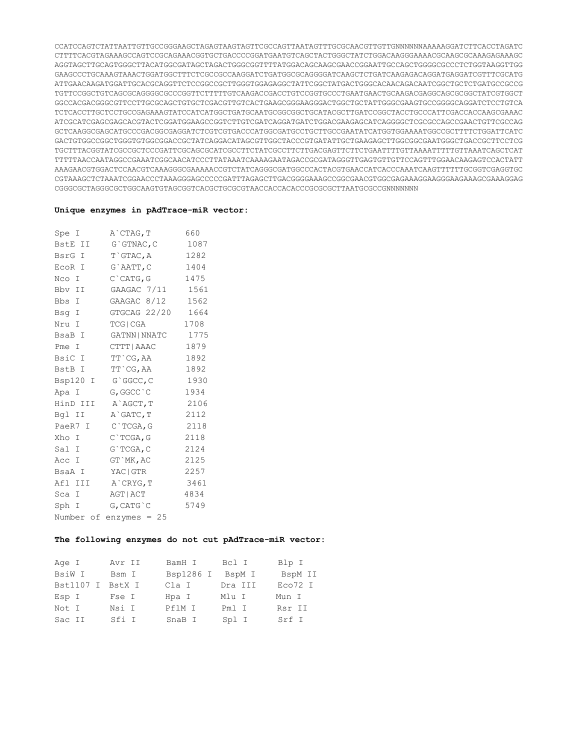```
CCATCCAGTCTATTAATTGTTGCCGGGAAGCTAGAGTAAGTAGTTCGCCAGTTAATAGTTTGCGCAACGTTGTTGNNNNNNAAAAAGGATCTTCACCTAGATC
CTTTTCACGTAGAAAGCCAGTCCGCAGAAACGGTGCTGACCCCGGATGAATGTCAGCTACTGGGCTATCTGGACAAGGGAAAACGCAAGCGCAAAGAGAAAGC
AGGTAGCTTGCAGTGGGCTTACATGGCGATAGCTAGACTGGGCGGTTTTATGGACAGCAAGCGAACCGGAATTGCCAGCTGGGGCGCCCTCTGGTAAGGTTGG
GAAGCCCTGCAAAGTAAACTGGATGGCTTTCTCGCCGCCAAGGATCTGATGGCGCAGGGGATCAAGCTCTGATCAAGAGACAGGATGAGGATCGTTTCGCATG
ATTGAACAAGATGGATTGCACGCAGGTTCTCCGGCCGCTTGGGTGGAGAGGCTATTCGGCTATGACTGGGCACAACAGACAATCGGCTGCTCTGATGCCGCCG
TGTTCCGGCTGTCAGCGCAGGGGCGCCCGGTTCTTTTTGTCAAGACCGACCTGTCCGGTGCCCTGAATGAACTGCAAGACGAGGCAGCGCGGCTATCGTGGCT
GGCCACGACGGGCGTTCCTTGCGCAGCTGTGCTCGACGTTGTCACTGAAGCGGGAAGGGACTGGCTGCTATTGGGCGAAGTGCCGGGGCAGGATCTCCTGTCA
TCTCACCTTGCTCCTGCCGAGAAAGTATCCATCATGGCTGATGCAATGCGGCGGCTGCATACGCTTGATCCGGCTACCTGCCCATTCGACCACCAAGCGAAAC
ATCGCATCGAGCGAGCACGTACTCGGATGGAAGCCGGTCTTGTCGATCAGGATGATCTGGACGAAGAGCATCAGGGGCTCGCGCCAGCCGAACTGTTCGCCAG
GCTCAAGGCGAGCATGCCCGACGGCGAGGATCTCGTCGTGACCCATGGCGATGCCTGCTTGCCGAATATCATGGTGGAAAATGGCCGCTTTTCTGGATTCATC
GACTGTGGCCGGCTGGGTGTGGCGGACCGCTATCAGGACATAGCGTTGGCTACCCGTGATATTGCTGAAGAGCTTGGCGGCGAATGGGCTGACCGCTTCCTCG
TGCTTTACGGTATCGCCGCTCCCGATTCGCAGCGCATCGCCTTCTATCGCCTTCTTGACGAGTTCTTCTGAATTTTGTTAAAATTTTTGTTAAATCAGCTCAT
TTTTTAACCAATAGGCCGAAATCGGCAACATCCCTTATAAATCAAAAGAATAGACCGCGATAGGGTTGAGTGTTGTTCCAGTTTGGAACAAGAGTCCACTATT
AAAGAACGTGGACTCCAACGTCAAAGGGCGAAAAACCGTCTATCAGGGCGATGGCCCACTACGTGAACCATCACCCAAATCAAGTTTTTTGCGGTCGAGGTGC
CGTAAAGCTCTAAATCGGAACCCTAAAGGGAGCCCCCGATTTAGAGCTTGACGGGGAAAGCCGGCGAACGTGGCGAGAAAGGAAGGGAAGAAAGCGAAAGGAG
CGGGCGCTAGGGCGCTGGCAAGTGTAGCGGTCACGCTGCGCGTAACCACCACACCCGCGCGCTTAATGCGCCGNNNNNNN
```

**Unique enzymes in pAdTrace-miR vector:**

```
Spe I       A`CTAG,T       660
BstE II     G`GTNAC,C      1087
BsrG I      T`GTAC,A       1282
EcoR I      G`AATT,C       1404
Nco I       C`CATG,G       1475
Bbv II      GAAGAC 7/11    1561
Bbs I       GAAGAC 8/12    1562
Bsg I       GTGCAG 22/20   1664
Nru I       TCG|CGA        1708
BsaB I      GATNN|NNATC    1775
Pme I       CTTT|AAAC      1879
BsiC I      TT`CG,AA       1892
BstB I      TT`CG,AA       1892
Bsp120 I    G`GGCC,C       1930
Apa I       G,GGCC`C       1934
HinD III    A`AGCT,T       2106
Bgl II      A`GATC,T       2112
PaeR7 I     C`TCGA,G       2118
Xho I       C`TCGA,G       2118
Sal I       G`TCGA,C       2124
Acc I       GT`MK,AC       2125
BsaA I      YAC|GTR        2257
Afl III     A`CRYG,T       3461
Sca I       AGT|ACT        4834
Sph I       G,CATG`C       5749
Number of enzymes = 25
```

**The following enzymes do not cut pAdTrace-miR vector:**

```
Age I       Avr II      BamH I      Bcl I       Blp I
BsiW I      Bsm I       Bsp1286 I   BspM I      BspM II
Bst1107 I   BstX I      Cla I       Dra III     Eco72 I
Esp I       Fse I       Hpa I       Mlu I       Mun I
Not I       Nsi I       PflM I      Pml I       Rsr II
Sac II      Sfi I       SnaB I      Spl I       Srf I
```